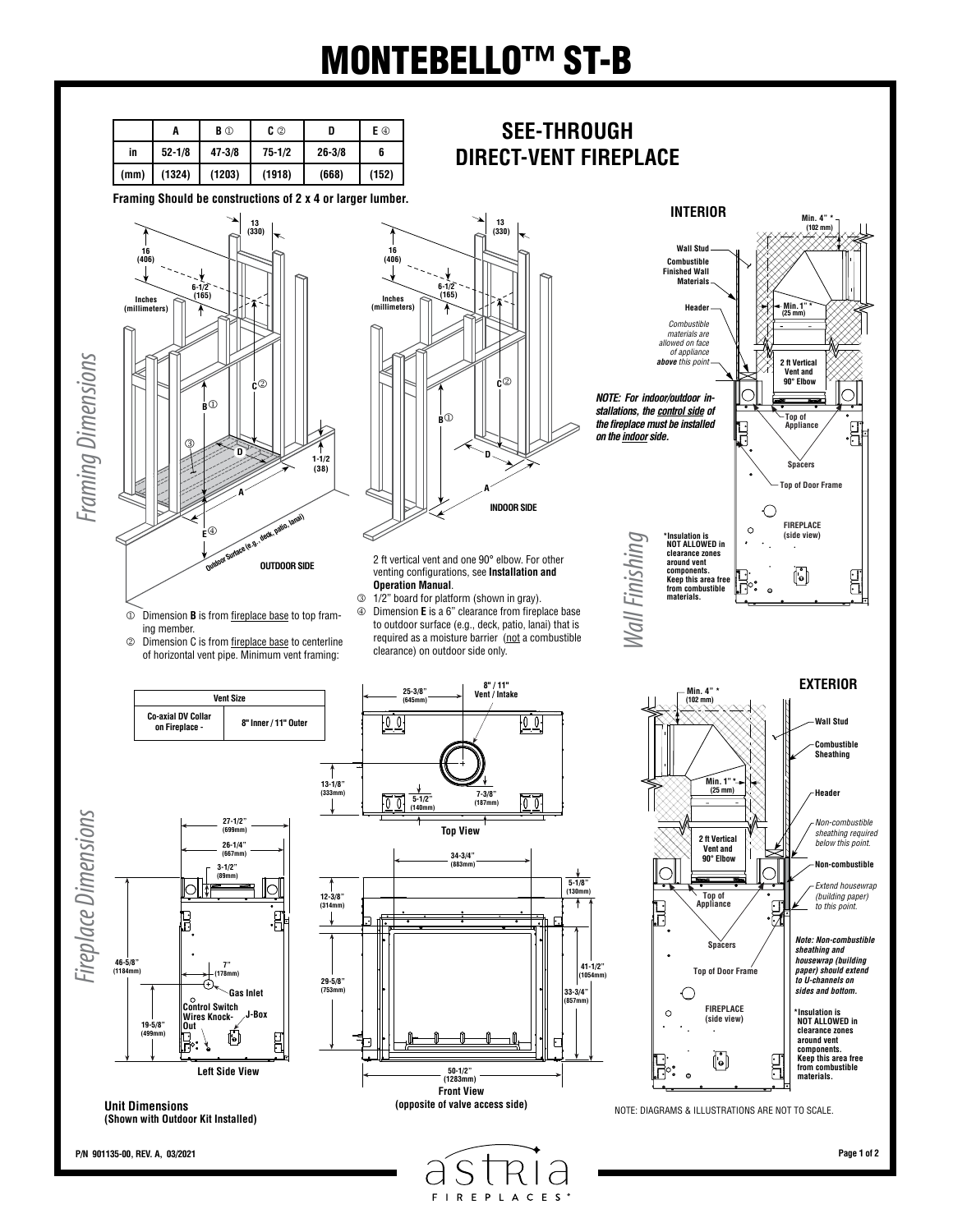# MONTEBELLO™ ST-B

## SEE-THROUGH DIRECT-VENT FIREPLACE

| | A | B ① | C ② | D | E ④ |
|---|---|---|---|---|---|
| in | 52-1/8 | 47-3/8 | 75-1/2 | 26-3/8 | 6 |
| (mm) | (1324) | (1203) | (1918) | (668) | (152) |

**Framing Should be constructions of 2 x 4 or larger lumber.**

*Framing Dimensions*

13 (330)
16 (406)
6-1/2 (165)
Inches (millimeters)
1-1/2 (38)
Outdoor Surface (e.g., deck, patio, lanai)
OUTDOOR SIDE
INDOOR SIDE

① Dimension **B** is from fireplace base to top framing member.
② Dimension C is from fireplace base to centerline of horizontal vent pipe. Minimum vent framing: 2 ft vertical vent and one 90° elbow. For other venting configurations, see **Installation and Operation Manual**.
③ 1/2" board for platform (shown in gray).
④ Dimension **E** is a 6" clearance from fireplace base to outdoor surface (e.g., deck, patio, lanai) that is required as a moisture barrier (not a combustible clearance) on outdoor side only.

*Wall Finishing*

### INTERIOR

Min. 4" * (102 mm)
Wall Stud
Combustible Finished Wall Materials
Header
Min. 1" * (25 mm)
*Combustible materials are allowed on face of appliance* ***above*** *this point*
2 ft Vertical Vent and 90° Elbow
Top of Appliance
Spacers
Top of Door Frame
FIREPLACE (side view)

***NOTE: For indoor/outdoor installations, the control side of the fireplace must be installed on the indoor side.***

*Insulation is NOT ALLOWED in clearance zones around vent components. Keep this area free from combustible materials.

### EXTERIOR

Min. 4" * (102 mm)
Wall Stud
Combustible Sheathing
Min. 1" * (25 mm)
Header
*Non-combustible sheathing required below this point.*
2 ft Vertical Vent and 90° Elbow
Non-combustible
*Extend housewrap (building paper) to this point.*
Top of Appliance
Spacers
Top of Door Frame
FIREPLACE (side view)

***Note: Non-combustible sheathing and housewrap (building paper) should extend to U-channels on sides and bottom.***

*Insulation is NOT ALLOWED in clearance zones around vent components. Keep this area free from combustible materials.

*Fireplace Dimensions*

| Vent Size | |
|---|---|
| Co-axial DV Collar on Fireplace - | 8" Inner / 11" Outer |

**Top View**
25-3/8" (645mm)
8" / 11" Vent / Intake
13-1/8" (333mm)
5-1/2" (140mm)
7-3/8" (187mm)

**Left Side View**
27-1/2" (699mm)
26-1/4" (667mm)
3-1/2" (89mm)
46-5/8" (1184mm)
7" (178mm)
Gas Inlet
Control Switch Wires Knock-Out
J-Box
19-5/8" (499mm)

**Front View (opposite of valve access side)**
34-3/4" (883mm)
5-1/8" (130mm)
12-3/8" (314mm)
29-5/8" (753mm)
41-1/2" (1054mm)
33-3/4" (857mm)
50-1/2" (1283mm)

**Unit Dimensions**
**(Shown with Outdoor Kit Installed)**

NOTE: DIAGRAMS & ILLUSTRATIONS ARE NOT TO SCALE.

P/N 901135-00, REV. A, 03/2021

astria FIREPLACES®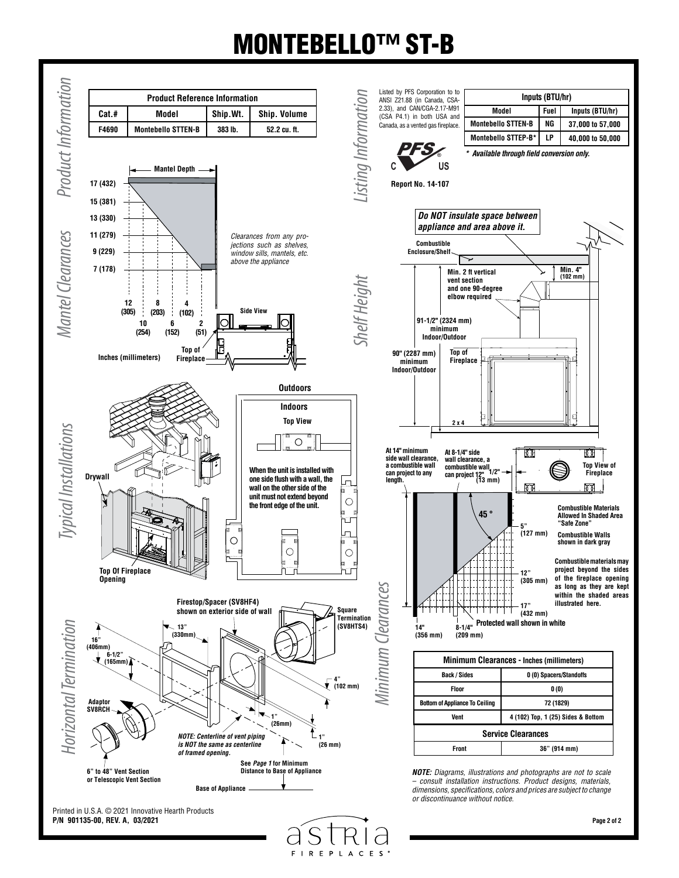# MONTEBELLO™ ST-B

## Product Information

| Product Reference Information | | | |
|---|---|---|---|
| Cat.# | Model | Ship.Wt. | Ship. Volume |
| F4690 | Montebello STTEN-B | 383 lb. | 52.2 cu. ft. |

## Mantel Clearances

Mantel Depth

17 (432)
15 (381)
13 (330)
11 (279)
9 (229)
7 (178)

12 (305) 8 (203) 4 (102)
10 (254) 6 (152) 2 (51)

Clearances from any projections such as shelves, window sills, mantels, etc. above the appliance

Side View

Top of Fireplace

Inches (millimeters)

## Listing Information

Listed by PFS Corporation to to ANSI Z21.88 (in Canada, CSA-2.33), and CAN/CGA-2.17-M91 (CSA P4.1) in both USA and Canada, as a vented gas fireplace.

Report No. 14-107

| Inputs (BTU/hr) | | |
|---|---|---|
| Model | Fuel | Inputs (BTU/hr) |
| Montebello STTEN-B | NG | 37,000 to 57,000 |
| Montebello STTEP-B* | LP | 40,000 to 50,000 |

*** Available through field conversion only.***

## Shelf Height

***Do NOT insulate space between appliance and area above it.***

Combustible Enclosure/Shelf

Min. 2 ft vertical vent section and one 90-degree elbow required

Min. 4" (102 mm)

91-1/2" (2324 mm) minimum Indoor/Outdoor

90" (2287 mm) minimum Indoor/Outdoor

Top of Fireplace

2 x 4

## Typical Installations

Drywall

Top Of Fireplace Opening

Outdoors

Indoors

Top View

When the unit is installed with one side flush with a wall, the wall on the other side of the unit must not extend beyond the front edge of the unit.

## Minimum Clearances

At 14" minimum side wall clearance, a combustible wall can project to any length.

At 8-1/4" side wall clearance, a combustible wall can project 12"

1/2" (13 mm)

Top View of Fireplace

45 °

5" (127 mm)

12" (305 mm)

17" (432 mm)

14" (356 mm)

8-1/4" (209 mm)

Protected wall shown in white

Combustible Materials Allowed In Shaded Area "Safe Zone"

Combustible Walls shown in dark gray

Combustible materials may project beyond the sides of the fireplace opening as long as they are kept within the shaded areas illustrated here.

| Minimum Clearances - Inches (millimeters) | |
|---|---|
| Back / Sides | 0 (0) Spacers/Standoffs |
| Floor | 0 (0) |
| Bottom of Appliance To Ceiling | 72 (1829) |
| Vent | 4 (102) Top, 1 (25) Sides & Bottom |
| **Service Clearances** | |
| Front | 36" (914 mm) |

## Horizontal Termination

Firestop/Spacer (SV8HF4) shown on exterior side of wall

Square Termination (SV8HTS4)

13" (330mm)

16" (406mm)

6-1/2" (165mm)

4" (102 mm)

Adaptor SV8RCH

1" (26mm)

1" (26 mm)

***NOTE: Centerline of vent piping is NOT the same as centerline of framed opening.***

6" to 48" Vent Section or Telescopic Vent Section

See *Page 1* for Minimum Distance to Base of Appliance

Base of Appliance

***NOTE:** Diagrams, illustrations and photographs are not to scale – consult installation instructions. Product designs, materials, dimensions, specifications, colors and prices are subject to change or discontinuance without notice.*

Printed in U.S.A. © 2021 Innovative Hearth Products
**P/N 901135-00, REV. A, 03/2021**

astria FIREPLACES®